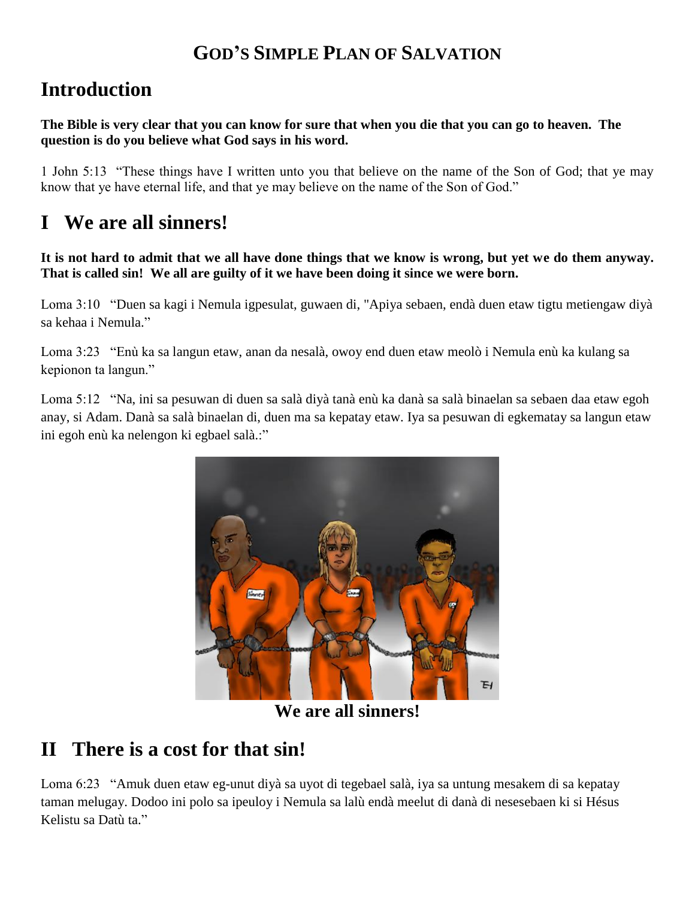# GOD'S SIMPLE PLAN OF SALVATION

## Introduction

**The Bible is very clear that you can know for sure that when you die that you can go to heaven. The question is do you believe what God says in his word.**

1 John 5:13 "These things have I written unto you that believe on the name of the Son of God; that ye may know that ye have eternal life, and that ye may believe on the name of the Son of God."

## I We are all sinners!

**It is not hard to admit that we all have done things that we know is wrong, but yet we do them anyway. That is called sin! We all are guilty of it we have been doing it since we were born.**

Loma 3:10 "Duen sa kagi i Nemula igpesulat, guwaen di, "Apiya sebaen, endà duen etaw tigtu metiengaw diyà sa kehaa i Nemula."

Loma 3:23 "Enù ka sa langun etaw, anan da nesalà, owoy end duen etaw meolò i Nemula enù ka kulang sa kepionon ta langun."

Loma 5:12 "Na, ini sa pesuwan di duen sa salà diyà tanà enù ka danà sa salà binaelan sa sebaen daa etaw egoh anay, si Adam. Danà sa salà binaelan di, duen ma sa kepatay etaw. Iya sa pesuwan di egkematay sa langun etaw ini egoh enù ka nelengon ki egbael salà.:"

**We are all sinners!**

## II There is a cost for that sin!

Loma 6:23 "Amuk duen etaw eg-unut diyà sa uyot di tegebael salà, iya sa untung mesakem di sa kepatay taman melugay. Dodoo ini polo sa ipeuloy i Nemula sa lalù endà meelut di danà di nesesebaen ki si Hésus Kelistu sa Datù ta."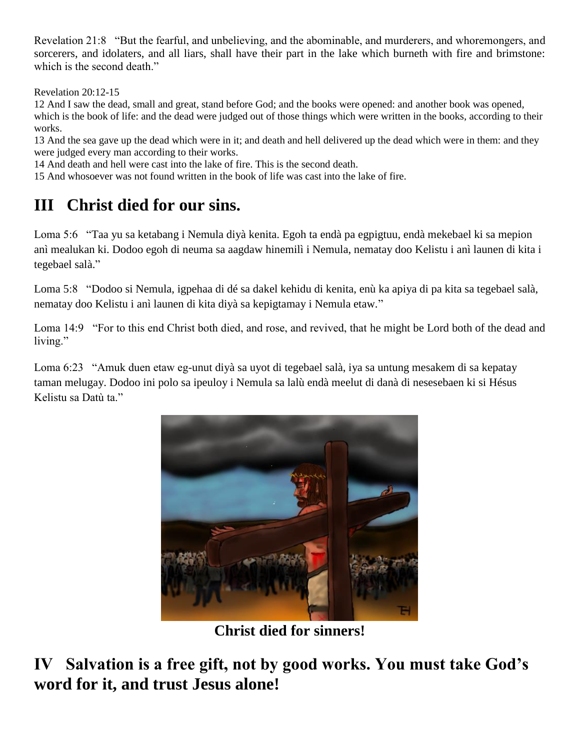Revelation 21:8 "But the fearful, and unbelieving, and the abominable, and murderers, and whoremongers, and sorcerers, and idolaters, and all liars, shall have their part in the lake which burneth with fire and brimstone: which is the second death."

Revelation 20:12-15

12 And I saw the dead, small and great, stand before God; and the books were opened: and another book was opened, which is the book of life: and the dead were judged out of those things which were written in the books, according to their works.

13 And the sea gave up the dead which were in it; and death and hell delivered up the dead which were in them: and they were judged every man according to their works.

14 And death and hell were cast into the lake of fire. This is the second death.

15 And whosoever was not found written in the book of life was cast into the lake of fire.

## III Christ died for our sins.

Loma 5:6 "Taa yu sa ketabang i Nemula diyà kenita. Egoh ta endà pa egpigtuu, endà mekebael ki sa mepion anì mealukan ki. Dodoo egoh di neuma sa aagdaw hinemilì i Nemula, nematay doo Kelistu i anì launen di kita i tegebael salà."

Loma 5:8 "Dodoo si Nemula, igpehaa di dé sa dakel kehidu di kenita, enù ka apiya di pa kita sa tegebael salà, nematay doo Kelistu i anì launen di kita diyà sa kepigtamay i Nemula etaw."

Loma 14:9 "For to this end Christ both died, and rose, and revived, that he might be Lord both of the dead and living."

Loma 6:23 "Amuk duen etaw eg-unut diyà sa uyot di tegebael salà, iya sa untung mesakem di sa kepatay taman melugay. Dodoo ini polo sa ipeuloy i Nemula sa lalù endà meelut di danà di nesesebaen ki si Hésus Kelistu sa Datù ta."

**Christ died for sinners!**

## IV Salvation is a free gift, not by good works. You must take God's word for it, and trust Jesus alone!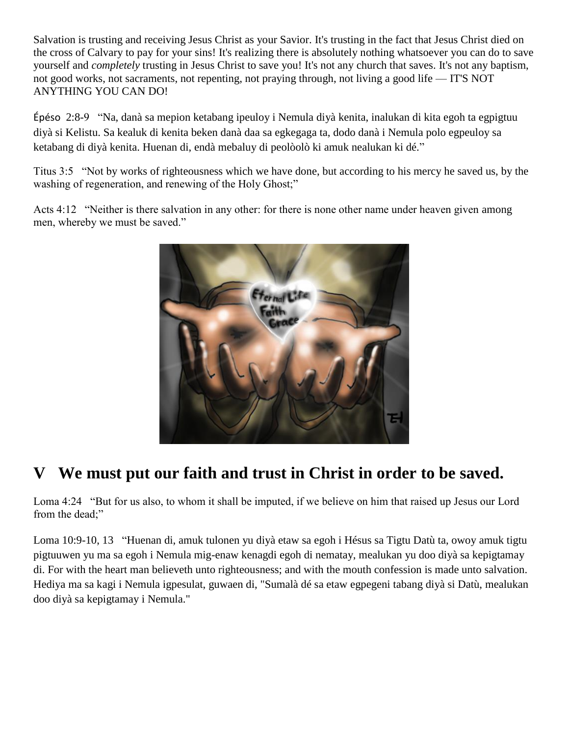Salvation is trusting and receiving Jesus Christ as your Savior. It's trusting in the fact that Jesus Christ died on the cross of Calvary to pay for your sins! It's realizing there is absolutely nothing whatsoever you can do to save yourself and *completely* trusting in Jesus Christ to save you! It's not any church that saves. It's not any baptism, not good works, not sacraments, not repenting, not praying through, not living a good life — IT'S NOT ANYTHING YOU CAN DO!

Épéso 2:8-9 "Na, danà sa mepion ketabang ipeuloy i Nemula diyà kenita, inalukan di kita egoh ta egpigtuu diyà si Kelistu. Sa kealuk di kenita beken danà daa sa egkegaga ta, dodo danà i Nemula polo egpeuloy sa ketabang di diyà kenita. Huenan di, endà mebaluy di peolòolò ki amuk nealukan ki dé."

Titus 3:5 "Not by works of righteousness which we have done, but according to his mercy he saved us, by the washing of regeneration, and renewing of the Holy Ghost;"

Acts 4:12 "Neither is there salvation in any other: for there is none other name under heaven given among men, whereby we must be saved."

# V We must put our faith and trust in Christ in order to be saved.

Loma 4:24 "But for us also, to whom it shall be imputed, if we believe on him that raised up Jesus our Lord from the dead;"

Loma 10:9-10, 13 "Huenan di, amuk tulonen yu diyà etaw sa egoh i Hésus sa Tigtu Datù ta, owoy amuk tigtu pigtuuwen yu ma sa egoh i Nemula mig-enaw kenagdi egoh di nematay, mealukan yu doo diyà sa kepigtamay di. For with the heart man believeth unto righteousness; and with the mouth confession is made unto salvation. Hediya ma sa kagi i Nemula igpesulat, guwaen di, "Sumalà dé sa etaw egpegeni tabang diyà si Datù, mealukan doo diyà sa kepigtamay i Nemula."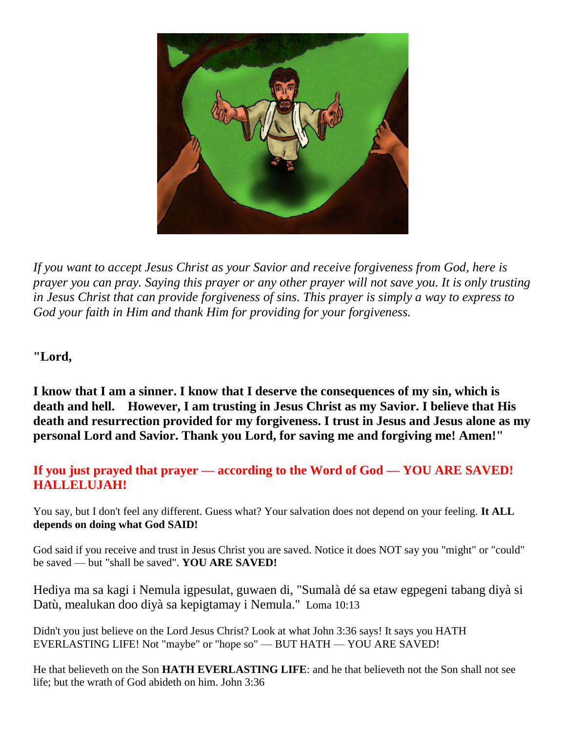*If you want to accept Jesus Christ as your Savior and receive forgiveness from God, here is prayer you can pray. Saying this prayer or any other prayer will not save you. It is only trusting in Jesus Christ that can provide forgiveness of sins. This prayer is simply a way to express to God your faith in Him and thank Him for providing for your forgiveness.*

**"Lord,**

**I know that I am a sinner. I know that I deserve the consequences of my sin, which is death and hell. However, I am trusting in Jesus Christ as my Savior. I believe that His death and resurrection provided for my forgiveness. I trust in Jesus and Jesus alone as my personal Lord and Savior. Thank you Lord, for saving me and forgiving me! Amen!"**

**If you just prayed that prayer — according to the Word of God — YOU ARE SAVED! HALLELUJAH!**

You say, but I don't feel any different. Guess what? Your salvation does not depend on your feeling. **It ALL depends on doing what God SAID!**

God said if you receive and trust in Jesus Christ you are saved. Notice it does NOT say you "might" or "could" be saved — but "shall be saved". **YOU ARE SAVED!**

Hediya ma sa kagi i Nemula igpesulat, guwaen di, "Sumalà dé sa etaw egpegeni tabang diyà si Datù, mealukan doo diyà sa kepigtamay i Nemula." Loma 10:13

Didn't you just believe on the Lord Jesus Christ? Look at what John 3:36 says! It says you HATH EVERLASTING LIFE! Not "maybe" or "hope so" — BUT HATH — YOU ARE SAVED!

He that believeth on the Son **HATH EVERLASTING LIFE**: and he that believeth not the Son shall not see life; but the wrath of God abideth on him. John 3:36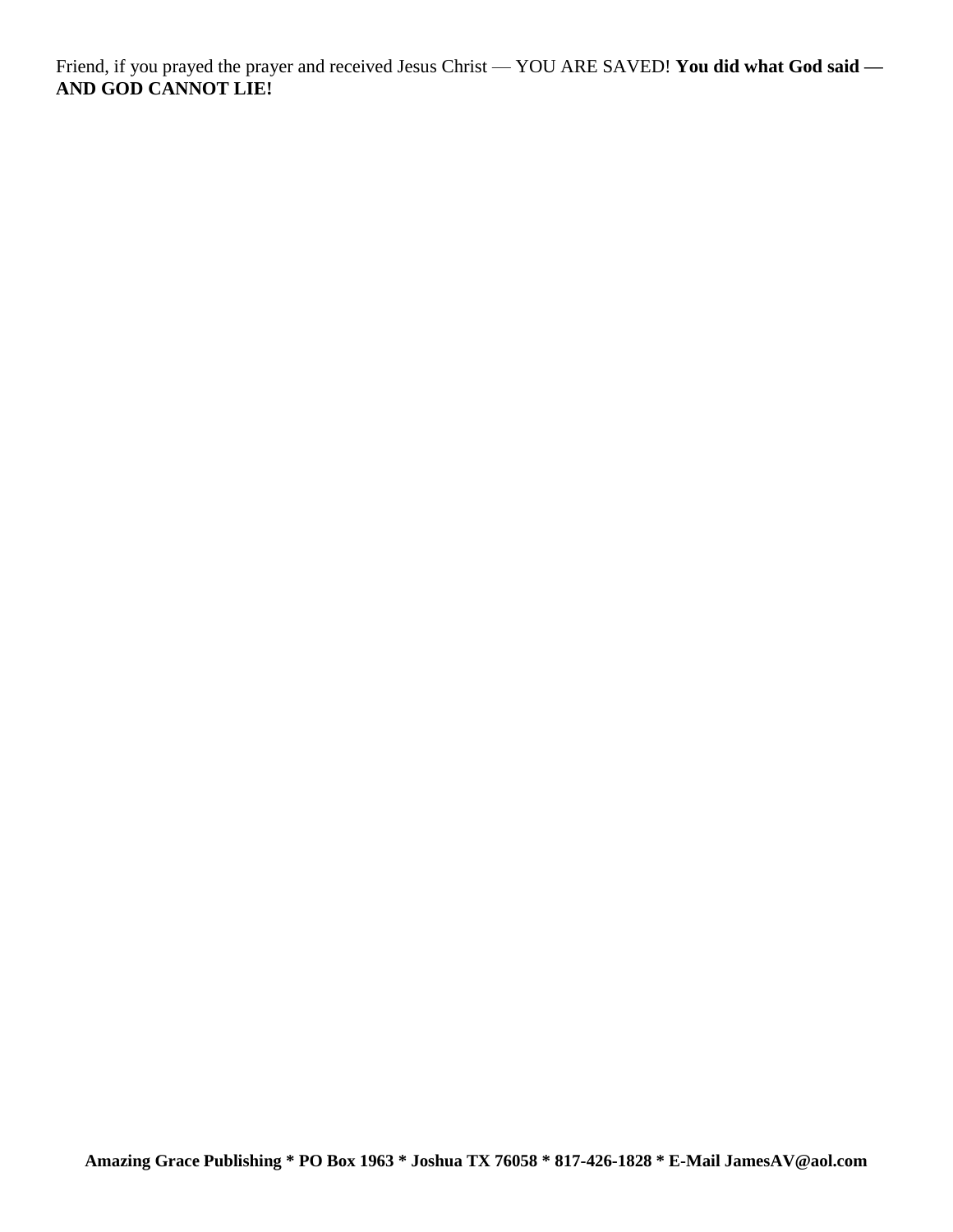Friend, if you prayed the prayer and received Jesus Christ — YOU ARE SAVED! **You did what God said — AND GOD CANNOT LIE!**